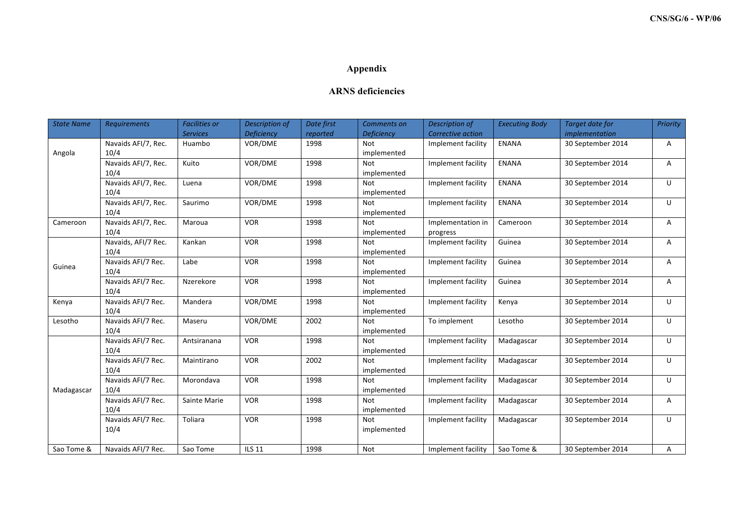## Appendix

## ARNS deficiencies

| *State Name* | *Requirements* | *Facilities or Services* | *Description of Deficiency* | *Date first reported* | *Comments on Deficiency* | *Description of Corrective action* | *Executing Body* | *Target date for implementation* | *Priority* |
|---|---|---|---|---|---|---|---|---|---|
| Angola | Navaids AFI/7, Rec. 10/4 | Huambo | VOR/DME | 1998 | Not implemented | Implement facility | ENANA | 30 September 2014 | A |
| | Navaids AFI/7, Rec. 10/4 | Kuito | VOR/DME | 1998 | Not implemented | Implement facility | ENANA | 30 September 2014 | A |
| | Navaids AFI/7, Rec. 10/4 | Luena | VOR/DME | 1998 | Not implemented | Implement facility | ENANA | 30 September 2014 | U |
| | Navaids AFI/7, Rec. 10/4 | Saurimo | VOR/DME | 1998 | Not implemented | Implement facility | ENANA | 30 September 2014 | U |
| Cameroon | Navaids AFI/7, Rec. 10/4 | Maroua | VOR | 1998 | Not implemented | Implementation in progress | Cameroon | 30 September 2014 | A |
| Guinea | Navaids, AFI/7 Rec. 10/4 | Kankan | VOR | 1998 | Not implemented | Implement facility | Guinea | 30 September 2014 | A |
| | Navaids AFI/7 Rec. 10/4 | Labe | VOR | 1998 | Not implemented | Implement facility | Guinea | 30 September 2014 | A |
| | Navaids AFI/7 Rec. 10/4 | Nzerekore | VOR | 1998 | Not implemented | Implement facility | Guinea | 30 September 2014 | A |
| Kenya | Navaids AFI/7 Rec. 10/4 | Mandera | VOR/DME | 1998 | Not implemented | Implement facility | Kenya | 30 September 2014 | U |
| Lesotho | Navaids AFI/7 Rec. 10/4 | Maseru | VOR/DME | 2002 | Not implemented | To implement | Lesotho | 30 September 2014 | U |
| Madagascar | Navaids AFI/7 Rec. 10/4 | Antsiranana | VOR | 1998 | Not implemented | Implement facility | Madagascar | 30 September 2014 | U |
| | Navaids AFI/7 Rec. 10/4 | Maintirano | VOR | 2002 | Not implemented | Implement facility | Madagascar | 30 September 2014 | U |
| | Navaids AFI/7 Rec. 10/4 | Morondava | VOR | 1998 | Not implemented | Implement facility | Madagascar | 30 September 2014 | U |
| | Navaids AFI/7 Rec. 10/4 | Sainte Marie | VOR | 1998 | Not implemented | Implement facility | Madagascar | 30 September 2014 | A |
| | Navaids AFI/7 Rec. 10/4 | Toliara | VOR | 1998 | Not implemented | Implement facility | Madagascar | 30 September 2014 | U |
| Sao Tome & | Navaids AFI/7 Rec. | Sao Tome | ILS 11 | 1998 | Not | Implement facility | Sao Tome & | 30 September 2014 | A |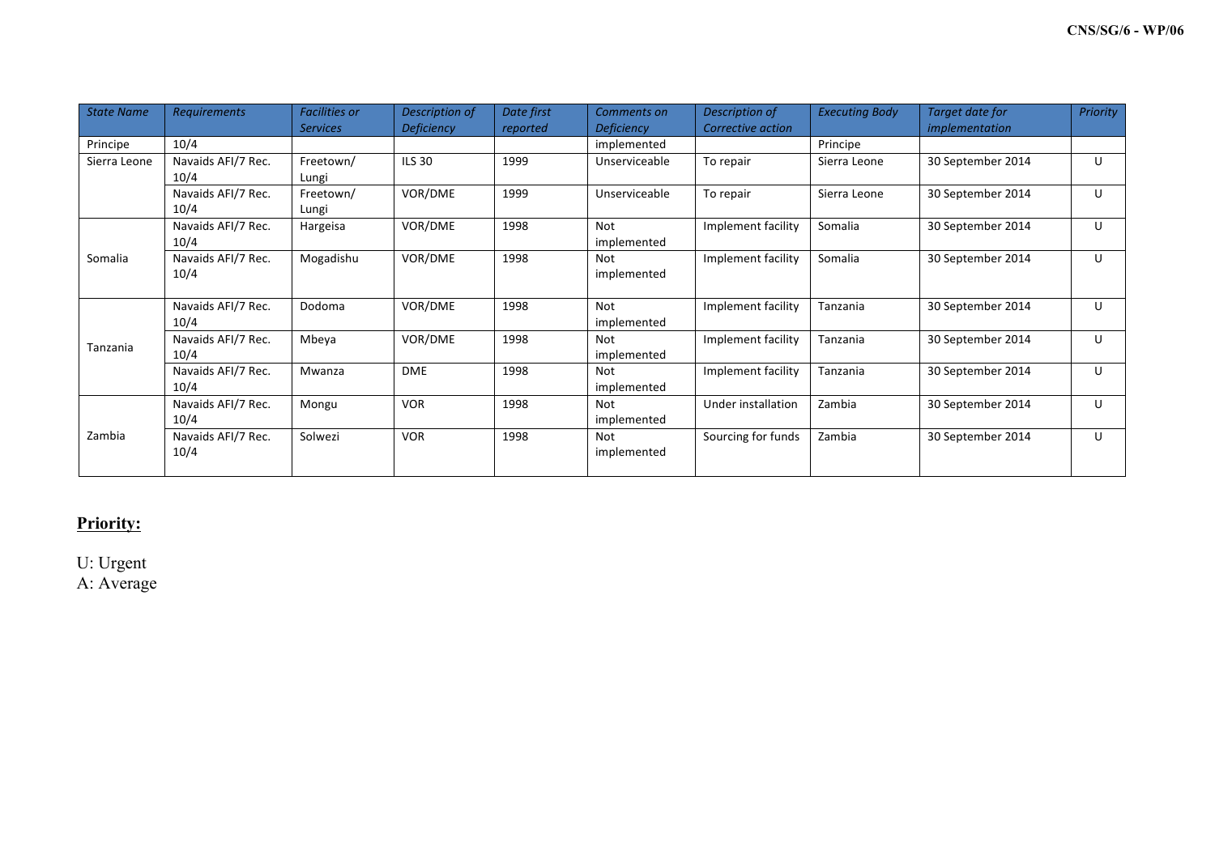| *State Name* | *Requirements* | *Facilities or Services* | *Description of Deficiency* | *Date first reported* | *Comments on Deficiency* | *Description of Corrective action* | *Executing Body* | *Target date for implementation* | *Priority* |
|---|---|---|---|---|---|---|---|---|---|
| Principe | 10/4 | | | | implemented | | Principe | | |
| Sierra Leone | Navaids AFI/7 Rec. 10/4 | Freetown/ Lungi | ILS 30 | 1999 | Unserviceable | To repair | Sierra Leone | 30 September 2014 | U |
| | Navaids AFI/7 Rec. 10/4 | Freetown/ Lungi | VOR/DME | 1999 | Unserviceable | To repair | Sierra Leone | 30 September 2014 | U |
| Somalia | Navaids AFI/7 Rec. 10/4 | Hargeisa | VOR/DME | 1998 | Not implemented | Implement facility | Somalia | 30 September 2014 | U |
| | Navaids AFI/7 Rec. 10/4 | Mogadishu | VOR/DME | 1998 | Not implemented | Implement facility | Somalia | 30 September 2014 | U |
| Tanzania | Navaids AFI/7 Rec. 10/4 | Dodoma | VOR/DME | 1998 | Not implemented | Implement facility | Tanzania | 30 September 2014 | U |
| | Navaids AFI/7 Rec. 10/4 | Mbeya | VOR/DME | 1998 | Not implemented | Implement facility | Tanzania | 30 September 2014 | U |
| | Navaids AFI/7 Rec. 10/4 | Mwanza | DME | 1998 | Not implemented | Implement facility | Tanzania | 30 September 2014 | U |
| Zambia | Navaids AFI/7 Rec. 10/4 | Mongu | VOR | 1998 | Not implemented | Under installation | Zambia | 30 September 2014 | U |
| | Navaids AFI/7 Rec. 10/4 | Solwezi | VOR | 1998 | Not implemented | Sourcing for funds | Zambia | 30 September 2014 | U |

**Priority:**

U: Urgent
A: Average